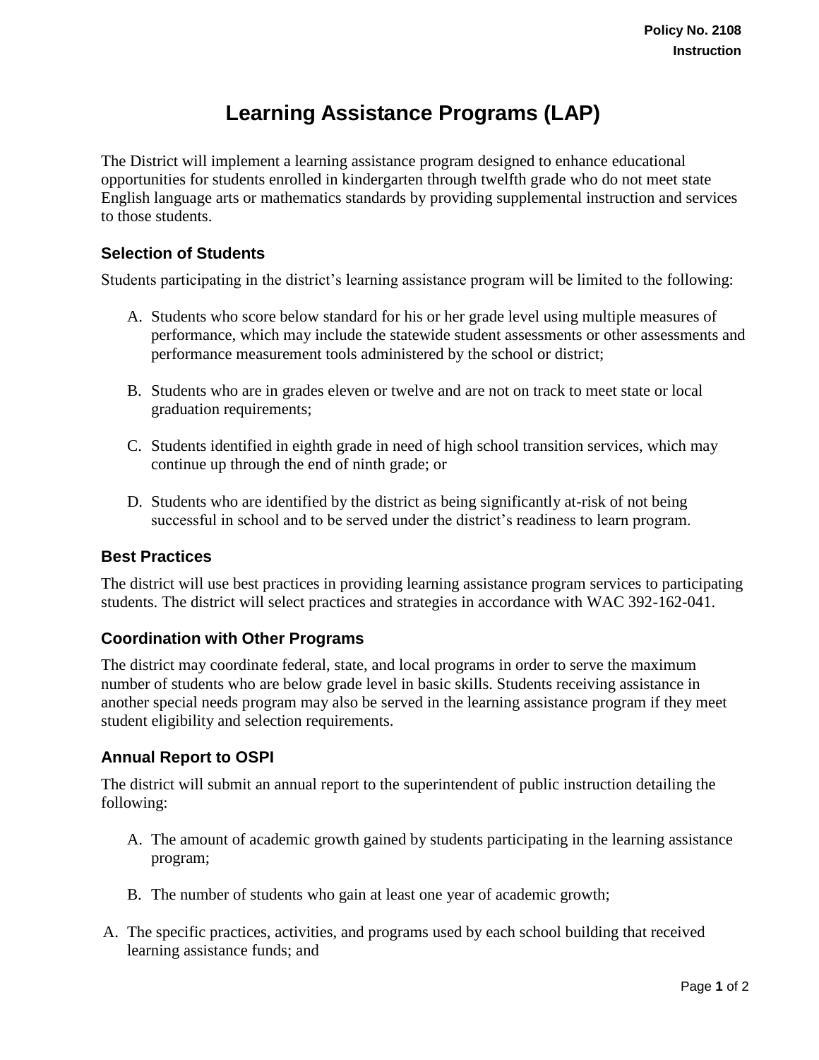Policy No. 2108
Instruction

# Learning Assistance Programs (LAP)

The District will implement a learning assistance program designed to enhance educational opportunities for students enrolled in kindergarten through twelfth grade who do not meet state English language arts or mathematics standards by providing supplemental instruction and services to those students.

### Selection of Students

Students participating in the district's learning assistance program will be limited to the following:

A. Students who score below standard for his or her grade level using multiple measures of performance, which may include the statewide student assessments or other assessments and performance measurement tools administered by the school or district;

B. Students who are in grades eleven or twelve and are not on track to meet state or local graduation requirements;

C. Students identified in eighth grade in need of high school transition services, which may continue up through the end of ninth grade; or

D. Students who are identified by the district as being significantly at-risk of not being successful in school and to be served under the district's readiness to learn program.

### Best Practices

The district will use best practices in providing learning assistance program services to participating students. The district will select practices and strategies in accordance with WAC 392-162-041.

### Coordination with Other Programs

The district may coordinate federal, state, and local programs in order to serve the maximum number of students who are below grade level in basic skills. Students receiving assistance in another special needs program may also be served in the learning assistance program if they meet student eligibility and selection requirements.

### Annual Report to OSPI

The district will submit an annual report to the superintendent of public instruction detailing the following:

A. The amount of academic growth gained by students participating in the learning assistance program;

B. The number of students who gain at least one year of academic growth;

A. The specific practices, activities, and programs used by each school building that received learning assistance funds; and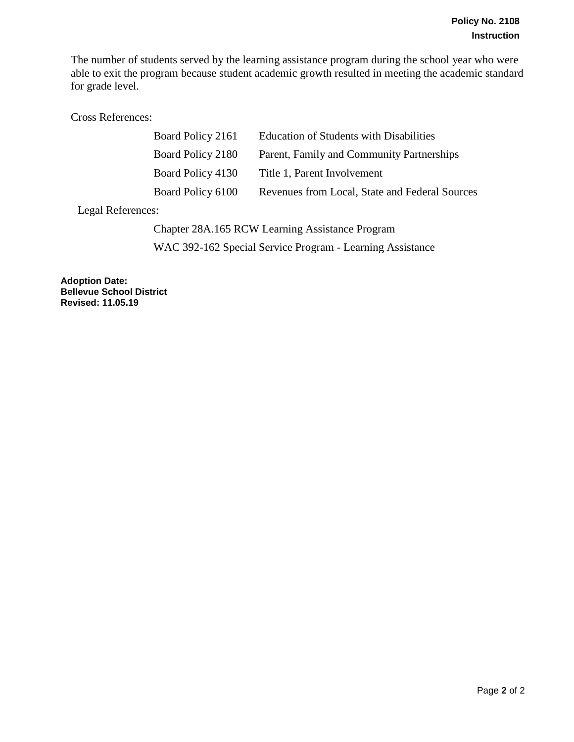The number of students served by the learning assistance program during the school year who were able to exit the program because student academic growth resulted in meeting the academic standard for grade level.

Cross References:

| | |
|---|---|
| Board Policy 2161 | Education of Students with Disabilities |
| Board Policy 2180 | Parent, Family and Community Partnerships |
| Board Policy 4130 | Title 1, Parent Involvement |
| Board Policy 6100 | Revenues from Local, State and Federal Sources |

Legal References:

Chapter 28A.165 RCW Learning Assistance Program

WAC 392-162 Special Service Program - Learning Assistance

**Adoption Date:**
**Bellevue School District**
**Revised: 11.05.19**